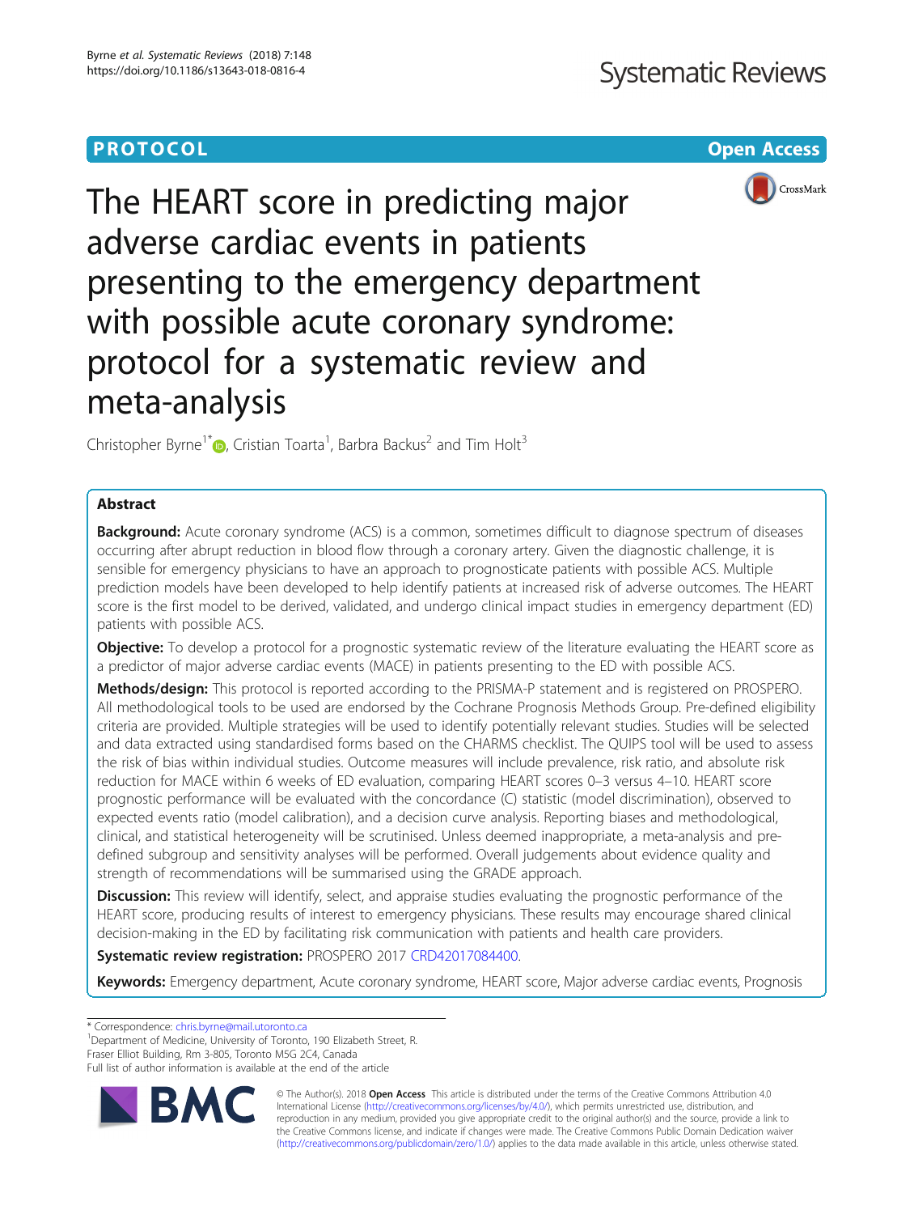**PROTOCOL** **Open Access**

# The HEART score in predicting major adverse cardiac events in patients presenting to the emergency department with possible acute coronary syndrome: protocol for a systematic review and meta-analysis

Christopher Byrne[1*], Cristian Toarta[1], Barbra Backus[2] and Tim Holt[3]

## Abstract

**Background:** Acute coronary syndrome (ACS) is a common, sometimes difficult to diagnose spectrum of diseases occurring after abrupt reduction in blood flow through a coronary artery. Given the diagnostic challenge, it is sensible for emergency physicians to have an approach to prognosticate patients with possible ACS. Multiple prediction models have been developed to help identify patients at increased risk of adverse outcomes. The HEART score is the first model to be derived, validated, and undergo clinical impact studies in emergency department (ED) patients with possible ACS.

**Objective:** To develop a protocol for a prognostic systematic review of the literature evaluating the HEART score as a predictor of major adverse cardiac events (MACE) in patients presenting to the ED with possible ACS.

**Methods/design:** This protocol is reported according to the PRISMA-P statement and is registered on PROSPERO. All methodological tools to be used are endorsed by the Cochrane Prognosis Methods Group. Pre-defined eligibility criteria are provided. Multiple strategies will be used to identify potentially relevant studies. Studies will be selected and data extracted using standardised forms based on the CHARMS checklist. The QUIPS tool will be used to assess the risk of bias within individual studies. Outcome measures will include prevalence, risk ratio, and absolute risk reduction for MACE within 6 weeks of ED evaluation, comparing HEART scores 0–3 versus 4–10. HEART score prognostic performance will be evaluated with the concordance (C) statistic (model discrimination), observed to expected events ratio (model calibration), and a decision curve analysis. Reporting biases and methodological, clinical, and statistical heterogeneity will be scrutinised. Unless deemed inappropriate, a meta-analysis and pre-defined subgroup and sensitivity analyses will be performed. Overall judgements about evidence quality and strength of recommendations will be summarised using the GRADE approach.

**Discussion:** This review will identify, select, and appraise studies evaluating the prognostic performance of the HEART score, producing results of interest to emergency physicians. These results may encourage shared clinical decision-making in the ED by facilitating risk communication with patients and health care providers.

**Systematic review registration:** PROSPERO 2017 CRD42017084400.

**Keywords:** Emergency department, Acute coronary syndrome, HEART score, Major adverse cardiac events, Prognosis

\* Correspondence: chris.byrne@mail.utoronto.ca
[1]Department of Medicine, University of Toronto, 190 Elizabeth Street, R. Fraser Elliot Building, Rm 3-805, Toronto M5G 2C4, Canada
Full list of author information is available at the end of the article

© The Author(s). 2018 **Open Access** This article is distributed under the terms of the Creative Commons Attribution 4.0 International License (http://creativecommons.org/licenses/by/4.0/), which permits unrestricted use, distribution, and reproduction in any medium, provided you give appropriate credit to the original author(s) and the source, provide a link to the Creative Commons license, and indicate if changes were made. The Creative Commons Public Domain Dedication waiver (http://creativecommons.org/publicdomain/zero/1.0/) applies to the data made available in this article, unless otherwise stated.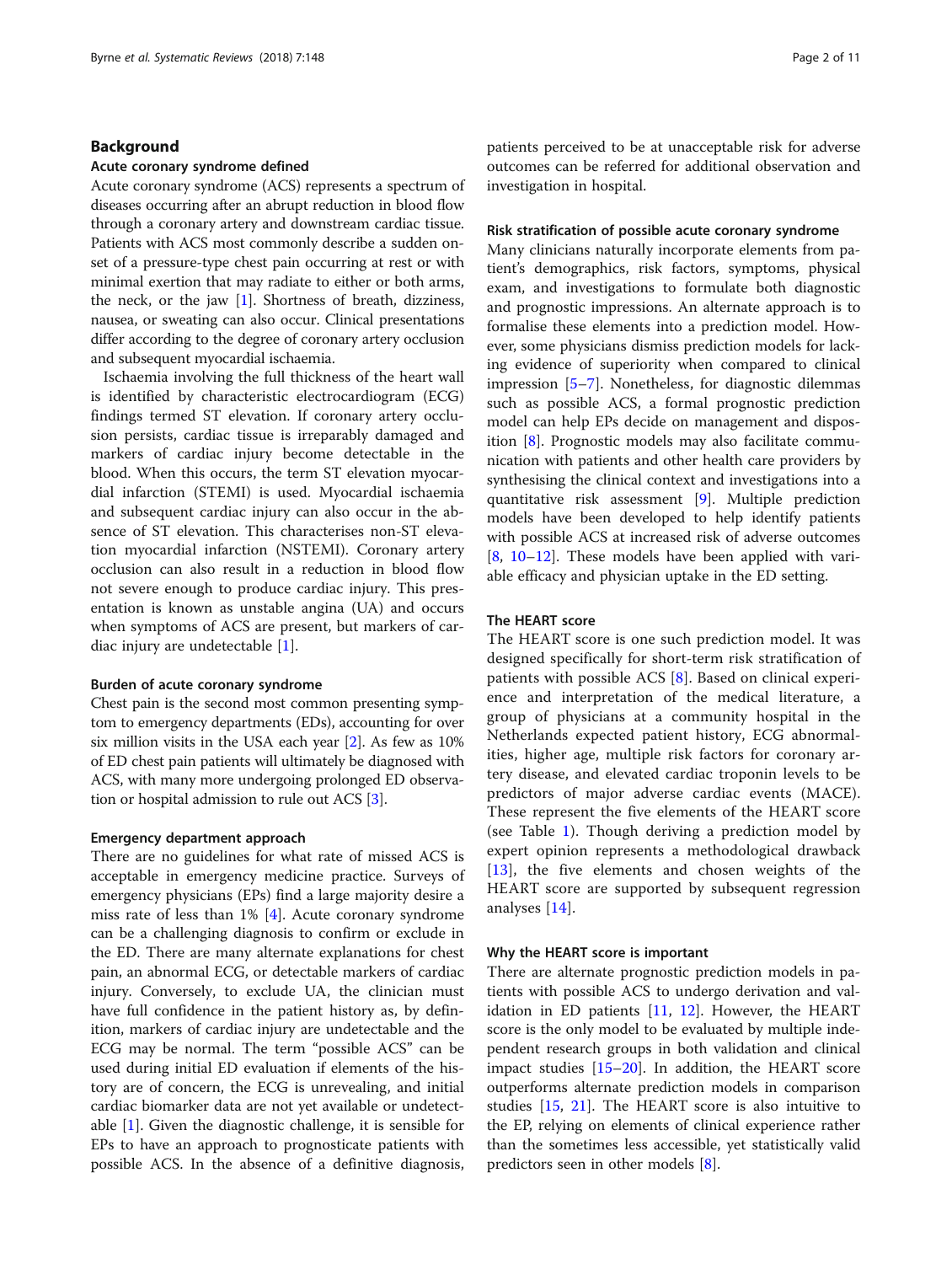## Background

### Acute coronary syndrome defined

Acute coronary syndrome (ACS) represents a spectrum of diseases occurring after an abrupt reduction in blood flow through a coronary artery and downstream cardiac tissue. Patients with ACS most commonly describe a sudden onset of a pressure-type chest pain occurring at rest or with minimal exertion that may radiate to either or both arms, the neck, or the jaw [1]. Shortness of breath, dizziness, nausea, or sweating can also occur. Clinical presentations differ according to the degree of coronary artery occlusion and subsequent myocardial ischaemia.

Ischaemia involving the full thickness of the heart wall is identified by characteristic electrocardiogram (ECG) findings termed ST elevation. If coronary artery occlusion persists, cardiac tissue is irreparably damaged and markers of cardiac injury become detectable in the blood. When this occurs, the term ST elevation myocardial infarction (STEMI) is used. Myocardial ischaemia and subsequent cardiac injury can also occur in the absence of ST elevation. This characterises non-ST elevation myocardial infarction (NSTEMI). Coronary artery occlusion can also result in a reduction in blood flow not severe enough to produce cardiac injury. This presentation is known as unstable angina (UA) and occurs when symptoms of ACS are present, but markers of cardiac injury are undetectable [1].

### Burden of acute coronary syndrome

Chest pain is the second most common presenting symptom to emergency departments (EDs), accounting for over six million visits in the USA each year [2]. As few as 10% of ED chest pain patients will ultimately be diagnosed with ACS, with many more undergoing prolonged ED observation or hospital admission to rule out ACS [3].

### Emergency department approach

There are no guidelines for what rate of missed ACS is acceptable in emergency medicine practice. Surveys of emergency physicians (EPs) find a large majority desire a miss rate of less than 1% [4]. Acute coronary syndrome can be a challenging diagnosis to confirm or exclude in the ED. There are many alternate explanations for chest pain, an abnormal ECG, or detectable markers of cardiac injury. Conversely, to exclude UA, the clinician must have full confidence in the patient history as, by definition, markers of cardiac injury are undetectable and the ECG may be normal. The term "possible ACS" can be used during initial ED evaluation if elements of the history are of concern, the ECG is unrevealing, and initial cardiac biomarker data are not yet available or undetectable [1]. Given the diagnostic challenge, it is sensible for EPs to have an approach to prognosticate patients with possible ACS. In the absence of a definitive diagnosis, patients perceived to be at unacceptable risk for adverse outcomes can be referred for additional observation and investigation in hospital.

### Risk stratification of possible acute coronary syndrome

Many clinicians naturally incorporate elements from patient's demographics, risk factors, symptoms, physical exam, and investigations to formulate both diagnostic and prognostic impressions. An alternate approach is to formalise these elements into a prediction model. However, some physicians dismiss prediction models for lacking evidence of superiority when compared to clinical impression [5–7]. Nonetheless, for diagnostic dilemmas such as possible ACS, a formal prognostic prediction model can help EPs decide on management and disposition [8]. Prognostic models may also facilitate communication with patients and other health care providers by synthesising the clinical context and investigations into a quantitative risk assessment [9]. Multiple prediction models have been developed to help identify patients with possible ACS at increased risk of adverse outcomes [8, 10–12]. These models have been applied with variable efficacy and physician uptake in the ED setting.

### The HEART score

The HEART score is one such prediction model. It was designed specifically for short-term risk stratification of patients with possible ACS [8]. Based on clinical experience and interpretation of the medical literature, a group of physicians at a community hospital in the Netherlands expected patient history, ECG abnormalities, higher age, multiple risk factors for coronary artery disease, and elevated cardiac troponin levels to be predictors of major adverse cardiac events (MACE). These represent the five elements of the HEART score (see Table 1). Though deriving a prediction model by expert opinion represents a methodological drawback [13], the five elements and chosen weights of the HEART score are supported by subsequent regression analyses [14].

### Why the HEART score is important

There are alternate prognostic prediction models in patients with possible ACS to undergo derivation and validation in ED patients [11, 12]. However, the HEART score is the only model to be evaluated by multiple independent research groups in both validation and clinical impact studies [15–20]. In addition, the HEART score outperforms alternate prediction models in comparison studies [15, 21]. The HEART score is also intuitive to the EP, relying on elements of clinical experience rather than the sometimes less accessible, yet statistically valid predictors seen in other models [8].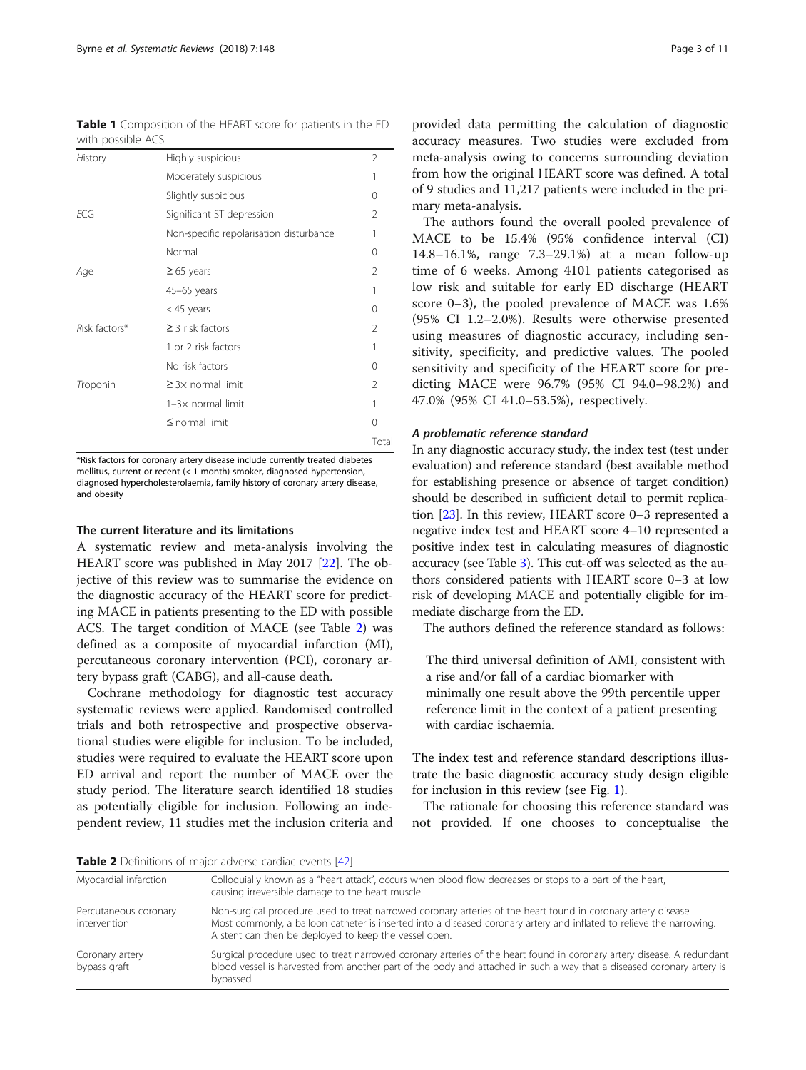**Table 1** Composition of the HEART score for patients in the ED with possible ACS

| | | |
|---|---|---|
| *H*istory | Highly suspicious | 2 |
| | Moderately suspicious | 1 |
| | Slightly suspicious | 0 |
| *E*CG | Significant ST depression | 2 |
| | Non-specific repolarisation disturbance | 1 |
| | Normal | 0 |
| *A*ge | ≥ 65 years | 2 |
| | 45–65 years | 1 |
| | < 45 years | 0 |
| *R*isk factors* | ≥ 3 risk factors | 2 |
| | 1 or 2 risk factors | 1 |
| | No risk factors | 0 |
| *T*roponin | ≥ 3× normal limit | 2 |
| | 1–3× normal limit | 1 |
| | ≤ normal limit | 0 |
| | | Total |

*Risk factors for coronary artery disease include currently treated diabetes mellitus, current or recent (< 1 month) smoker, diagnosed hypertension, diagnosed hypercholesterolaemia, family history of coronary artery disease, and obesity

### The current literature and its limitations

A systematic review and meta-analysis involving the HEART score was published in May 2017 [22]. The objective of this review was to summarise the evidence on the diagnostic accuracy of the HEART score for predicting MACE in patients presenting to the ED with possible ACS. The target condition of MACE (see Table 2) was defined as a composite of myocardial infarction (MI), percutaneous coronary intervention (PCI), coronary artery bypass graft (CABG), and all-cause death.

Cochrane methodology for diagnostic test accuracy systematic reviews were applied. Randomised controlled trials and both retrospective and prospective observational studies were eligible for inclusion. To be included, studies were required to evaluate the HEART score upon ED arrival and report the number of MACE over the study period. The literature search identified 18 studies as potentially eligible for inclusion. Following an independent review, 11 studies met the inclusion criteria and provided data permitting the calculation of diagnostic accuracy measures. Two studies were excluded from meta-analysis owing to concerns surrounding deviation from how the original HEART score was defined. A total of 9 studies and 11,217 patients were included in the primary meta-analysis.

The authors found the overall pooled prevalence of MACE to be 15.4% (95% confidence interval (CI) 14.8–16.1%, range 7.3–29.1%) at a mean follow-up time of 6 weeks. Among 4101 patients categorised as low risk and suitable for early ED discharge (HEART score 0–3), the pooled prevalence of MACE was 1.6% (95% CI 1.2–2.0%). Results were otherwise presented using measures of diagnostic accuracy, including sensitivity, specificity, and predictive values. The pooled sensitivity and specificity of the HEART score for predicting MACE were 96.7% (95% CI 94.0–98.2%) and 47.0% (95% CI 41.0–53.5%), respectively.

#### *A problematic reference standard*

In any diagnostic accuracy study, the index test (test under evaluation) and reference standard (best available method for establishing presence or absence of target condition) should be described in sufficient detail to permit replication [23]. In this review, HEART score 0–3 represented a negative index test and HEART score 4–10 represented a positive index test in calculating measures of diagnostic accuracy (see Table 3). This cut-off was selected as the authors considered patients with HEART score 0–3 at low risk of developing MACE and potentially eligible for immediate discharge from the ED.

The authors defined the reference standard as follows:

> The third universal definition of AMI, consistent with a rise and/or fall of a cardiac biomarker with minimally one result above the 99th percentile upper reference limit in the context of a patient presenting with cardiac ischaemia.

The index test and reference standard descriptions illustrate the basic diagnostic accuracy study design eligible for inclusion in this review (see Fig. 1).

The rationale for choosing this reference standard was not provided. If one chooses to conceptualise the

**Table 2** Definitions of major adverse cardiac events [42]

| | |
|---|---|
| Myocardial infarction | Colloquially known as a "heart attack", occurs when blood flow decreases or stops to a part of the heart, causing irreversible damage to the heart muscle. |
| Percutaneous coronary intervention | Non-surgical procedure used to treat narrowed coronary arteries of the heart found in coronary artery disease. Most commonly, a balloon catheter is inserted into a diseased coronary artery and inflated to relieve the narrowing. A stent can then be deployed to keep the vessel open. |
| Coronary artery bypass graft | Surgical procedure used to treat narrowed coronary arteries of the heart found in coronary artery disease. A redundant blood vessel is harvested from another part of the body and attached in such a way that a diseased coronary artery is bypassed. |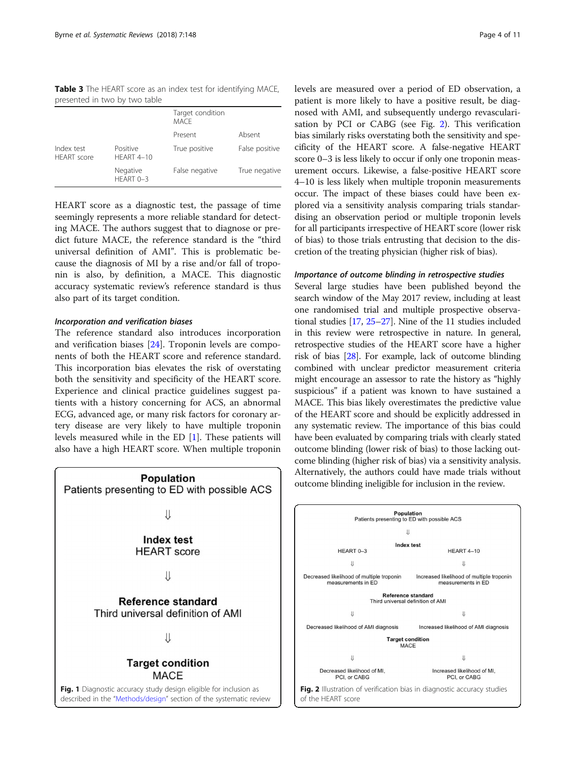**Table 3** The HEART score as an index test for identifying MACE, presented in two by two table

| | | Target condition MACE | |
|---|---|---|---|
| | | Present | Absent |
| Index test HEART score | Positive HEART 4–10 | True positive | False positive |
| | Negative HEART 0–3 | False negative | True negative |

HEART score as a diagnostic test, the passage of time seemingly represents a more reliable standard for detecting MACE. The authors suggest that to diagnose or predict future MACE, the reference standard is the "third universal definition of AMI". This is problematic because the diagnosis of MI by a rise and/or fall of troponin is also, by definition, a MACE. This diagnostic accuracy systematic review's reference standard is thus also part of its target condition.

#### *Incorporation and verification biases*

The reference standard also introduces incorporation and verification biases [24]. Troponin levels are components of both the HEART score and reference standard. This incorporation bias elevates the risk of overstating both the sensitivity and specificity of the HEART score. Experience and clinical practice guidelines suggest patients with a history concerning for ACS, an abnormal ECG, advanced age, or many risk factors for coronary artery disease are very likely to have multiple troponin levels measured while in the ED [1]. These patients will also have a high HEART score. When multiple troponin levels are measured over a period of ED observation, a patient is more likely to have a positive result, be diagnosed with AMI, and subsequently undergo revascularisation by PCI or CABG (see Fig. 2). This verification bias similarly risks overstating both the sensitivity and specificity of the HEART score. A false-negative HEART score 0–3 is less likely to occur if only one troponin measurement occurs. Likewise, a false-positive HEART score 4–10 is less likely when multiple troponin measurements occur. The impact of these biases could have been explored via a sensitivity analysis comparing trials standardising an observation period or multiple troponin levels for all participants irrespective of HEART score (lower risk of bias) to those trials entrusting that decision to the discretion of the treating physician (higher risk of bias).

#### *Importance of outcome blinding in retrospective studies*

Several large studies have been published beyond the search window of the May 2017 review, including at least one randomised trial and multiple prospective observational studies [17, 25–27]. Nine of the 11 studies included in this review were retrospective in nature. In general, retrospective studies of the HEART score have a higher risk of bias [28]. For example, lack of outcome blinding combined with unclear predictor measurement criteria might encourage an assessor to rate the history as "highly suspicious" if a patient was known to have sustained a MACE. This bias likely overestimates the predictive value of the HEART score and should be explicitly addressed in any systematic review. The importance of this bias could have been evaluated by comparing trials with clearly stated outcome blinding (lower risk of bias) to those lacking outcome blinding (higher risk of bias) via a sensitivity analysis. Alternatively, the authors could have made trials without outcome blinding ineligible for inclusion in the review.

**Population**
Patients presenting to ED with possible ACS

⇓

**Index test**
HEART score

⇓

**Reference standard**
Third universal definition of AMI

⇓

**Target condition**
MACE

**Fig. 1** Diagnostic accuracy study design eligible for inclusion as described in the "Methods/design" section of the systematic review

**Population**
Patients presenting to ED with possible ACS

⇓

**Index test**

| HEART 0–3 | HEART 4–10 |
|---|---|
| ⇓ | ⇓ |
| Decreased likelihood of multiple troponin measurements in ED | Increased likelihood of multiple troponin measurements in ED |

**Reference standard**
Third universal definition of AMI

| ⇓ | ⇓ |
|---|---|
| Decreased likelihood of AMI diagnosis | Increased likelihood of AMI diagnosis |

**Target condition**
MACE

| ⇓ | ⇓ |
|---|---|
| Decreased likelihood of MI, PCI, or CABG | Increased likelihood of MI, PCI, or CABG |

**Fig. 2** Illustration of verification bias in diagnostic accuracy studies of the HEART score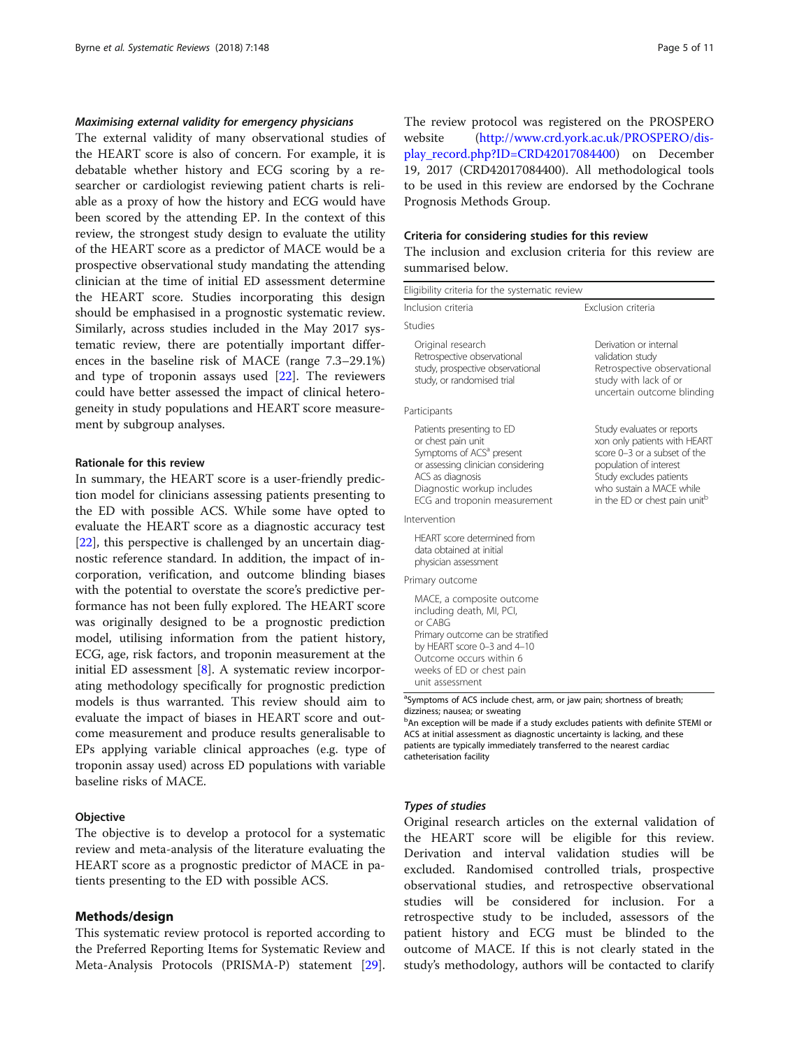#### Maximising external validity for emergency physicians

The external validity of many observational studies of the HEART score is also of concern. For example, it is debatable whether history and ECG scoring by a researcher or cardiologist reviewing patient charts is reliable as a proxy of how the history and ECG would have been scored by the attending EP. In the context of this review, the strongest study design to evaluate the utility of the HEART score as a predictor of MACE would be a prospective observational study mandating the attending clinician at the time of initial ED assessment determine the HEART score. Studies incorporating this design should be emphasised in a prognostic systematic review. Similarly, across studies included in the May 2017 systematic review, there are potentially important differences in the baseline risk of MACE (range 7.3–29.1%) and type of troponin assays used [22]. The reviewers could have better assessed the impact of clinical heterogeneity in study populations and HEART score measurement by subgroup analyses.

### Rationale for this review

In summary, the HEART score is a user-friendly prediction model for clinicians assessing patients presenting to the ED with possible ACS. While some have opted to evaluate the HEART score as a diagnostic accuracy test [22], this perspective is challenged by an uncertain diagnostic reference standard. In addition, the impact of incorporation, verification, and outcome blinding biases with the potential to overstate the score's predictive performance has not been fully explored. The HEART score was originally designed to be a prognostic prediction model, utilising information from the patient history, ECG, age, risk factors, and troponin measurement at the initial ED assessment [8]. A systematic review incorporating methodology specifically for prognostic prediction models is thus warranted. This review should aim to evaluate the impact of biases in HEART score and outcome measurement and produce results generalisable to EPs applying variable clinical approaches (e.g. type of troponin assay used) across ED populations with variable baseline risks of MACE.

### Objective

The objective is to develop a protocol for a systematic review and meta-analysis of the literature evaluating the HEART score as a prognostic predictor of MACE in patients presenting to the ED with possible ACS.

## Methods/design

This systematic review protocol is reported according to the Preferred Reporting Items for Systematic Review and Meta-Analysis Protocols (PRISMA-P) statement [29]. The review protocol was registered on the PROSPERO website (http://www.crd.york.ac.uk/PROSPERO/display_record.php?ID=CRD42017084400) on December 19, 2017 (CRD42017084400). All methodological tools to be used in this review are endorsed by the Cochrane Prognosis Methods Group.

### Criteria for considering studies for this review

The inclusion and exclusion criteria for this review are summarised below.

| Eligibility criteria for the systematic review | |
|---|---|
| Inclusion criteria | Exclusion criteria |
| Studies | |
| Original research<br>Retrospective observational study, prospective observational study, or randomised trial | Derivation or internal validation study<br>Retrospective observational study with lack of or uncertain outcome blinding |
| Participants | |
| Patients presenting to ED or chest pain unit<br>Symptoms of ACS[a] present or assessing clinician considering ACS as diagnosis<br>Diagnostic workup includes ECG and troponin measurement | Study evaluates or reports xon only patients with HEART score 0–3 or a subset of the population of interest<br>Study excludes patients who sustain a MACE while in the ED or chest pain unit[b] |
| Intervention | |
| HEART score determined from data obtained at initial physician assessment | |
| Primary outcome | |
| MACE, a composite outcome including death, MI, PCI, or CABG<br>Primary outcome can be stratified by HEART score 0–3 and 4–10<br>Outcome occurs within 6 weeks of ED or chest pain unit assessment | |

[a]Symptoms of ACS include chest, arm, or jaw pain; shortness of breath; dizziness; nausea; or sweating

[b]An exception will be made if a study excludes patients with definite STEMI or ACS at initial assessment as diagnostic uncertainty is lacking, and these patients are typically immediately transferred to the nearest cardiac catheterisation facility

#### Types of studies

Original research articles on the external validation of the HEART score will be eligible for this review. Derivation and interval validation studies will be excluded. Randomised controlled trials, prospective observational studies, and retrospective observational studies will be considered for inclusion. For a retrospective study to be included, assessors of the patient history and ECG must be blinded to the outcome of MACE. If this is not clearly stated in the study's methodology, authors will be contacted to clarify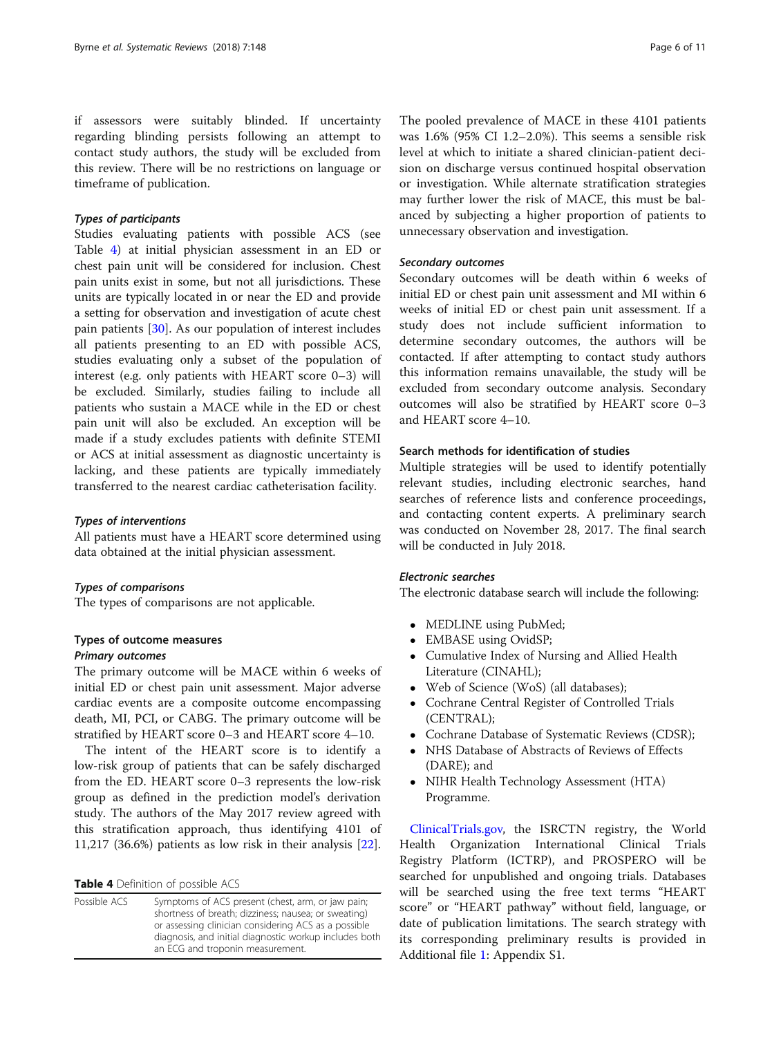if assessors were suitably blinded. If uncertainty regarding blinding persists following an attempt to contact study authors, the study will be excluded from this review. There will be no restrictions on language or timeframe of publication.

#### *Types of participants*

Studies evaluating patients with possible ACS (see Table 4) at initial physician assessment in an ED or chest pain unit will be considered for inclusion. Chest pain units exist in some, but not all jurisdictions. These units are typically located in or near the ED and provide a setting for observation and investigation of acute chest pain patients [30]. As our population of interest includes all patients presenting to an ED with possible ACS, studies evaluating only a subset of the population of interest (e.g. only patients with HEART score 0–3) will be excluded. Similarly, studies failing to include all patients who sustain a MACE while in the ED or chest pain unit will also be excluded. An exception will be made if a study excludes patients with definite STEMI or ACS at initial assessment as diagnostic uncertainty is lacking, and these patients are typically immediately transferred to the nearest cardiac catheterisation facility.

#### *Types of interventions*

All patients must have a HEART score determined using data obtained at the initial physician assessment.

#### *Types of comparisons*

The types of comparisons are not applicable.

### Types of outcome measures

#### *Primary outcomes*

The primary outcome will be MACE within 6 weeks of initial ED or chest pain unit assessment. Major adverse cardiac events are a composite outcome encompassing death, MI, PCI, or CABG. The primary outcome will be stratified by HEART score 0–3 and HEART score 4–10.

The intent of the HEART score is to identify a low-risk group of patients that can be safely discharged from the ED. HEART score 0–3 represents the low-risk group as defined in the prediction model's derivation study. The authors of the May 2017 review agreed with this stratification approach, thus identifying 4101 of 11,217 (36.6%) patients as low risk in their analysis [22].

**Table 4** Definition of possible ACS

| | |
|---|---|
| Possible ACS | Symptoms of ACS present (chest, arm, or jaw pain; shortness of breath; dizziness; nausea; or sweating) or assessing clinician considering ACS as a possible diagnosis, and initial diagnostic workup includes both an ECG and troponin measurement. |

The pooled prevalence of MACE in these 4101 patients was 1.6% (95% CI 1.2–2.0%). This seems a sensible risk level at which to initiate a shared clinician-patient decision on discharge versus continued hospital observation or investigation. While alternate stratification strategies may further lower the risk of MACE, this must be balanced by subjecting a higher proportion of patients to unnecessary observation and investigation.

#### *Secondary outcomes*

Secondary outcomes will be death within 6 weeks of initial ED or chest pain unit assessment and MI within 6 weeks of initial ED or chest pain unit assessment. If a study does not include sufficient information to determine secondary outcomes, the authors will be contacted. If after attempting to contact study authors this information remains unavailable, the study will be excluded from secondary outcome analysis. Secondary outcomes will also be stratified by HEART score 0–3 and HEART score 4–10.

### Search methods for identification of studies

Multiple strategies will be used to identify potentially relevant studies, including electronic searches, hand searches of reference lists and conference proceedings, and contacting content experts. A preliminary search was conducted on November 28, 2017. The final search will be conducted in July 2018.

#### *Electronic searches*

The electronic database search will include the following:

- MEDLINE using PubMed;
- EMBASE using OvidSP;
- Cumulative Index of Nursing and Allied Health Literature (CINAHL);
- Web of Science (WoS) (all databases);
- Cochrane Central Register of Controlled Trials (CENTRAL);
- Cochrane Database of Systematic Reviews (CDSR);
- NHS Database of Abstracts of Reviews of Effects (DARE); and
- NIHR Health Technology Assessment (HTA) Programme.

ClinicalTrials.gov, the ISRCTN registry, the World Health Organization International Clinical Trials Registry Platform (ICTRP), and PROSPERO will be searched for unpublished and ongoing trials. Databases will be searched using the free text terms "HEART score" or "HEART pathway" without field, language, or date of publication limitations. The search strategy with its corresponding preliminary results is provided in Additional file 1: Appendix S1.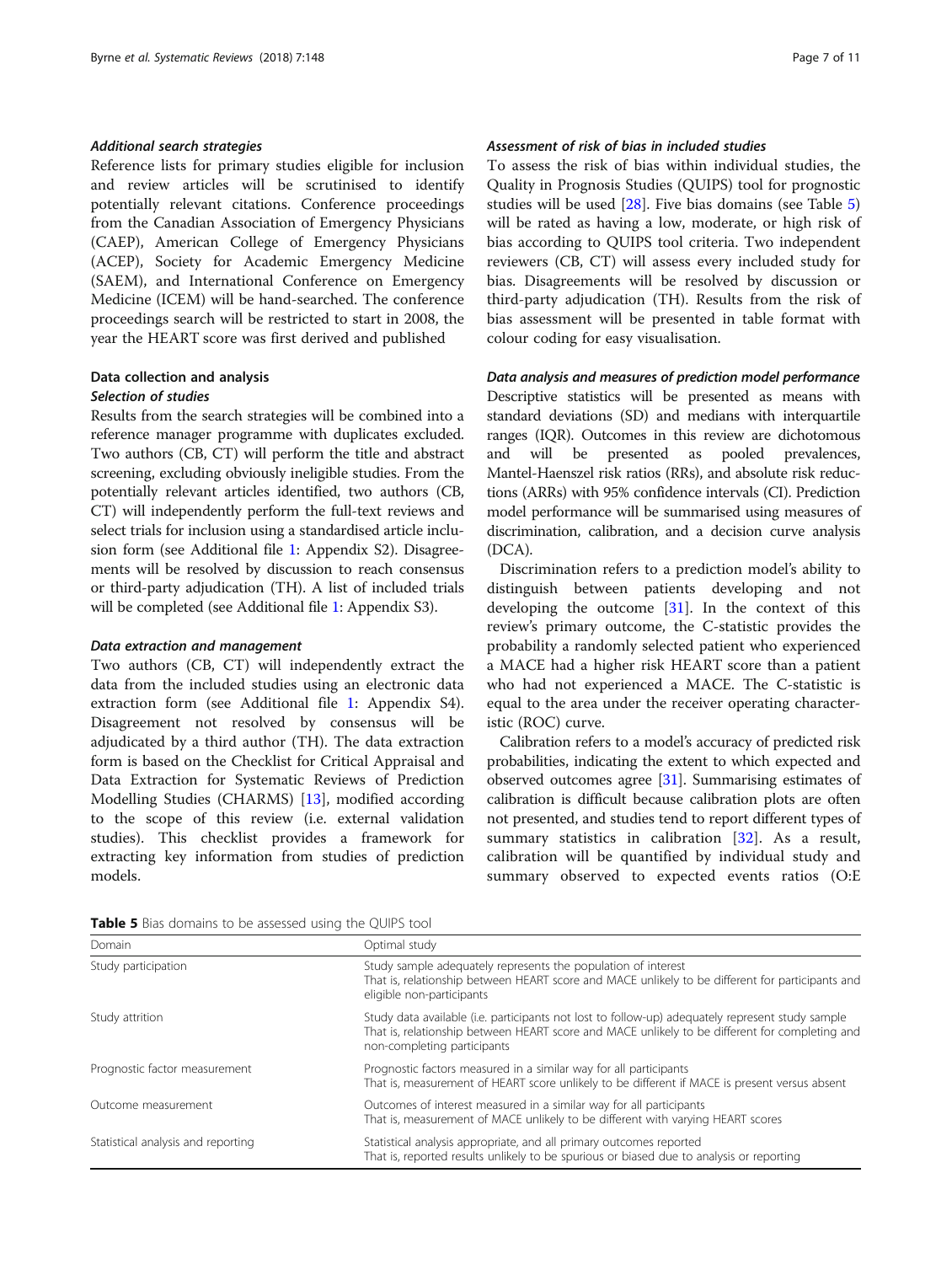#### *Additional search strategies*

Reference lists for primary studies eligible for inclusion and review articles will be scrutinised to identify potentially relevant citations. Conference proceedings from the Canadian Association of Emergency Physicians (CAEP), American College of Emergency Physicians (ACEP), Society for Academic Emergency Medicine (SAEM), and International Conference on Emergency Medicine (ICEM) will be hand-searched. The conference proceedings search will be restricted to start in 2008, the year the HEART score was first derived and published

### Data collection and analysis

#### *Selection of studies*

Results from the search strategies will be combined into a reference manager programme with duplicates excluded. Two authors (CB, CT) will perform the title and abstract screening, excluding obviously ineligible studies. From the potentially relevant articles identified, two authors (CB, CT) will independently perform the full-text reviews and select trials for inclusion using a standardised article inclusion form (see Additional file 1: Appendix S2). Disagreements will be resolved by discussion to reach consensus or third-party adjudication (TH). A list of included trials will be completed (see Additional file 1: Appendix S3).

#### *Data extraction and management*

Two authors (CB, CT) will independently extract the data from the included studies using an electronic data extraction form (see Additional file 1: Appendix S4). Disagreement not resolved by consensus will be adjudicated by a third author (TH). The data extraction form is based on the Checklist for Critical Appraisal and Data Extraction for Systematic Reviews of Prediction Modelling Studies (CHARMS) [13], modified according to the scope of this review (i.e. external validation studies). This checklist provides a framework for extracting key information from studies of prediction models.

#### *Assessment of risk of bias in included studies*

To assess the risk of bias within individual studies, the Quality in Prognosis Studies (QUIPS) tool for prognostic studies will be used [28]. Five bias domains (see Table 5) will be rated as having a low, moderate, or high risk of bias according to QUIPS tool criteria. Two independent reviewers (CB, CT) will assess every included study for bias. Disagreements will be resolved by discussion or third-party adjudication (TH). Results from the risk of bias assessment will be presented in table format with colour coding for easy visualisation.

#### *Data analysis and measures of prediction model performance*

Descriptive statistics will be presented as means with standard deviations (SD) and medians with interquartile ranges (IQR). Outcomes in this review are dichotomous and will be presented as pooled prevalences, Mantel-Haenszel risk ratios (RRs), and absolute risk reductions (ARRs) with 95% confidence intervals (CI). Prediction model performance will be summarised using measures of discrimination, calibration, and a decision curve analysis (DCA).

Discrimination refers to a prediction model's ability to distinguish between patients developing and not developing the outcome [31]. In the context of this review's primary outcome, the C-statistic provides the probability a randomly selected patient who experienced a MACE had a higher risk HEART score than a patient who had not experienced a MACE. The C-statistic is equal to the area under the receiver operating characteristic (ROC) curve.

Calibration refers to a model's accuracy of predicted risk probabilities, indicating the extent to which expected and observed outcomes agree [31]. Summarising estimates of calibration is difficult because calibration plots are often not presented, and studies tend to report different types of summary statistics in calibration [32]. As a result, calibration will be quantified by individual study and summary observed to expected events ratios (O:E

**Table 5** Bias domains to be assessed using the QUIPS tool

| Domain | Optimal study |
|---|---|
| Study participation | Study sample adequately represents the population of interest<br>That is, relationship between HEART score and MACE unlikely to be different for participants and eligible non-participants |
| Study attrition | Study data available (i.e. participants not lost to follow-up) adequately represent study sample<br>That is, relationship between HEART score and MACE unlikely to be different for completing and non-completing participants |
| Prognostic factor measurement | Prognostic factors measured in a similar way for all participants<br>That is, measurement of HEART score unlikely to be different if MACE is present versus absent |
| Outcome measurement | Outcomes of interest measured in a similar way for all participants<br>That is, measurement of MACE unlikely to be different with varying HEART scores |
| Statistical analysis and reporting | Statistical analysis appropriate, and all primary outcomes reported<br>That is, reported results unlikely to be spurious or biased due to analysis or reporting |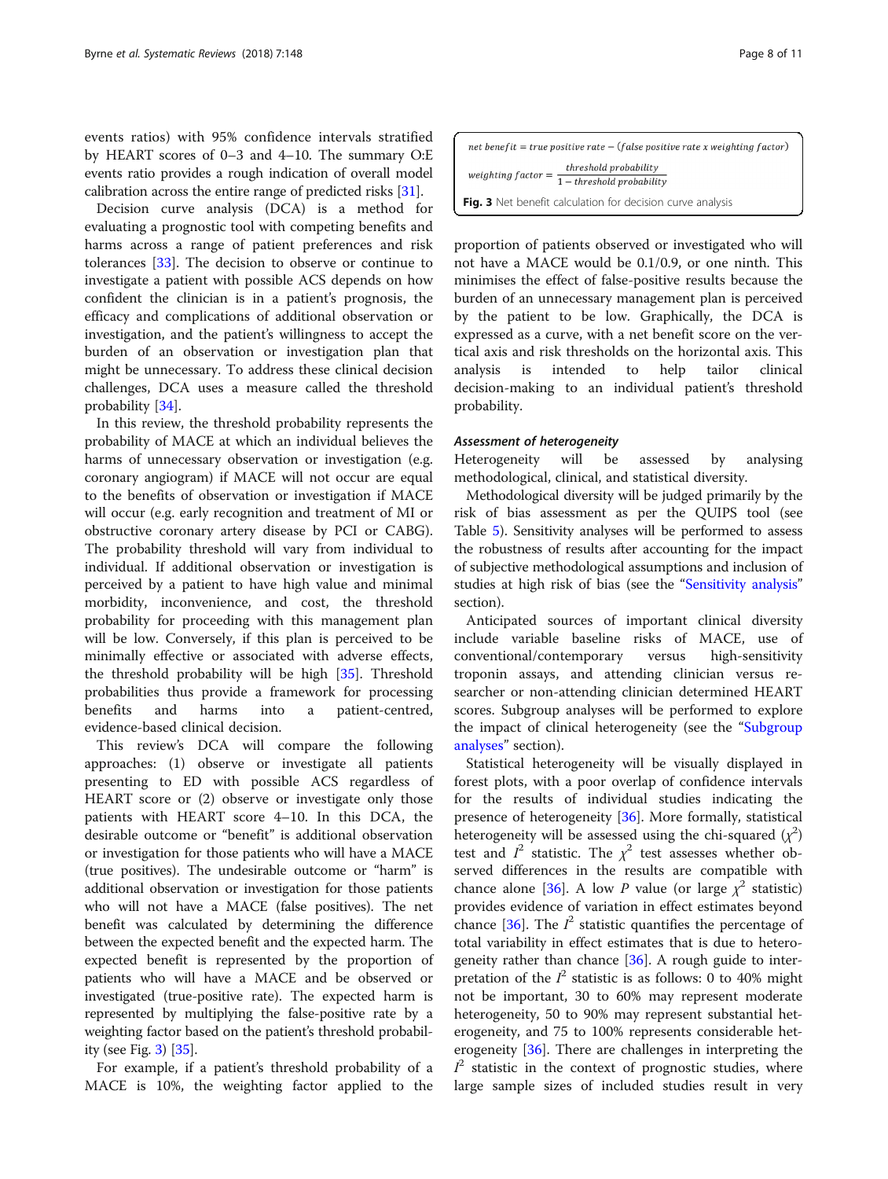events ratios) with 95% confidence intervals stratified by HEART scores of 0–3 and 4–10. The summary O:E events ratio provides a rough indication of overall model calibration across the entire range of predicted risks [31].

Decision curve analysis (DCA) is a method for evaluating a prognostic tool with competing benefits and harms across a range of patient preferences and risk tolerances [33]. The decision to observe or continue to investigate a patient with possible ACS depends on how confident the clinician is in a patient's prognosis, the efficacy and complications of additional observation or investigation, and the patient's willingness to accept the burden of an observation or investigation plan that might be unnecessary. To address these clinical decision challenges, DCA uses a measure called the threshold probability [34].

In this review, the threshold probability represents the probability of MACE at which an individual believes the harms of unnecessary observation or investigation (e.g. coronary angiogram) if MACE will not occur are equal to the benefits of observation or investigation if MACE will occur (e.g. early recognition and treatment of MI or obstructive coronary artery disease by PCI or CABG). The probability threshold will vary from individual to individual. If additional observation or investigation is perceived by a patient to have high value and minimal morbidity, inconvenience, and cost, the threshold probability for proceeding with this management plan will be low. Conversely, if this plan is perceived to be minimally effective or associated with adverse effects, the threshold probability will be high [35]. Threshold probabilities thus provide a framework for processing benefits and harms into a patient-centred, evidence-based clinical decision.

This review's DCA will compare the following approaches: (1) observe or investigate all patients presenting to ED with possible ACS regardless of HEART score or (2) observe or investigate only those patients with HEART score 4–10. In this DCA, the desirable outcome or "benefit" is additional observation or investigation for those patients who will have a MACE (true positives). The undesirable outcome or "harm" is additional observation or investigation for those patients who will not have a MACE (false positives). The net benefit was calculated by determining the difference between the expected benefit and the expected harm. The expected benefit is represented by the proportion of patients who will have a MACE and be observed or investigated (true-positive rate). The expected harm is represented by multiplying the false-positive rate by a weighting factor based on the patient's threshold probability (see Fig. 3) [35].

$$net\ benefit = true\ positive\ rate - (false\ positive\ rate\ x\ weighting\ factor)$$

$$weighting\ factor = \frac{threshold\ probability}{1 - threshold\ probability}$$

**Fig. 3** Net benefit calculation for decision curve analysis

For example, if a patient's threshold probability of a MACE is 10%, the weighting factor applied to the proportion of patients observed or investigated who will not have a MACE would be 0.1/0.9, or one ninth. This minimises the effect of false-positive results because the burden of an unnecessary management plan is perceived by the patient to be low. Graphically, the DCA is expressed as a curve, with a net benefit score on the vertical axis and risk thresholds on the horizontal axis. This analysis is intended to help tailor clinical decision-making to an individual patient's threshold probability.

#### *Assessment of heterogeneity*

Heterogeneity will be assessed by analysing methodological, clinical, and statistical diversity.

Methodological diversity will be judged primarily by the risk of bias assessment as per the QUIPS tool (see Table 5). Sensitivity analyses will be performed to assess the robustness of results after accounting for the impact of subjective methodological assumptions and inclusion of studies at high risk of bias (see the "Sensitivity analysis" section).

Anticipated sources of important clinical diversity include variable baseline risks of MACE, use of conventional/contemporary versus high-sensitivity troponin assays, and attending clinician versus researcher or non-attending clinician determined HEART scores. Subgroup analyses will be performed to explore the impact of clinical heterogeneity (see the "Subgroup analyses" section).

Statistical heterogeneity will be visually displayed in forest plots, with a poor overlap of confidence intervals for the results of individual studies indicating the presence of heterogeneity [36]. More formally, statistical heterogeneity will be assessed using the chi-squared ($\chi^2$) test and $I^2$ statistic. The $\chi^2$ test assesses whether observed differences in the results are compatible with chance alone [36]. A low $P$ value (or large $\chi^2$ statistic) provides evidence of variation in effect estimates beyond chance [36]. The $I^2$ statistic quantifies the percentage of total variability in effect estimates that is due to heterogeneity rather than chance [36]. A rough guide to interpretation of the $I^2$ statistic is as follows: 0 to 40% might not be important, 30 to 60% may represent moderate heterogeneity, 50 to 90% may represent substantial heterogeneity, and 75 to 100% represents considerable heterogeneity [36]. There are challenges in interpreting the $I^2$ statistic in the context of prognostic studies, where large sample sizes of included studies result in very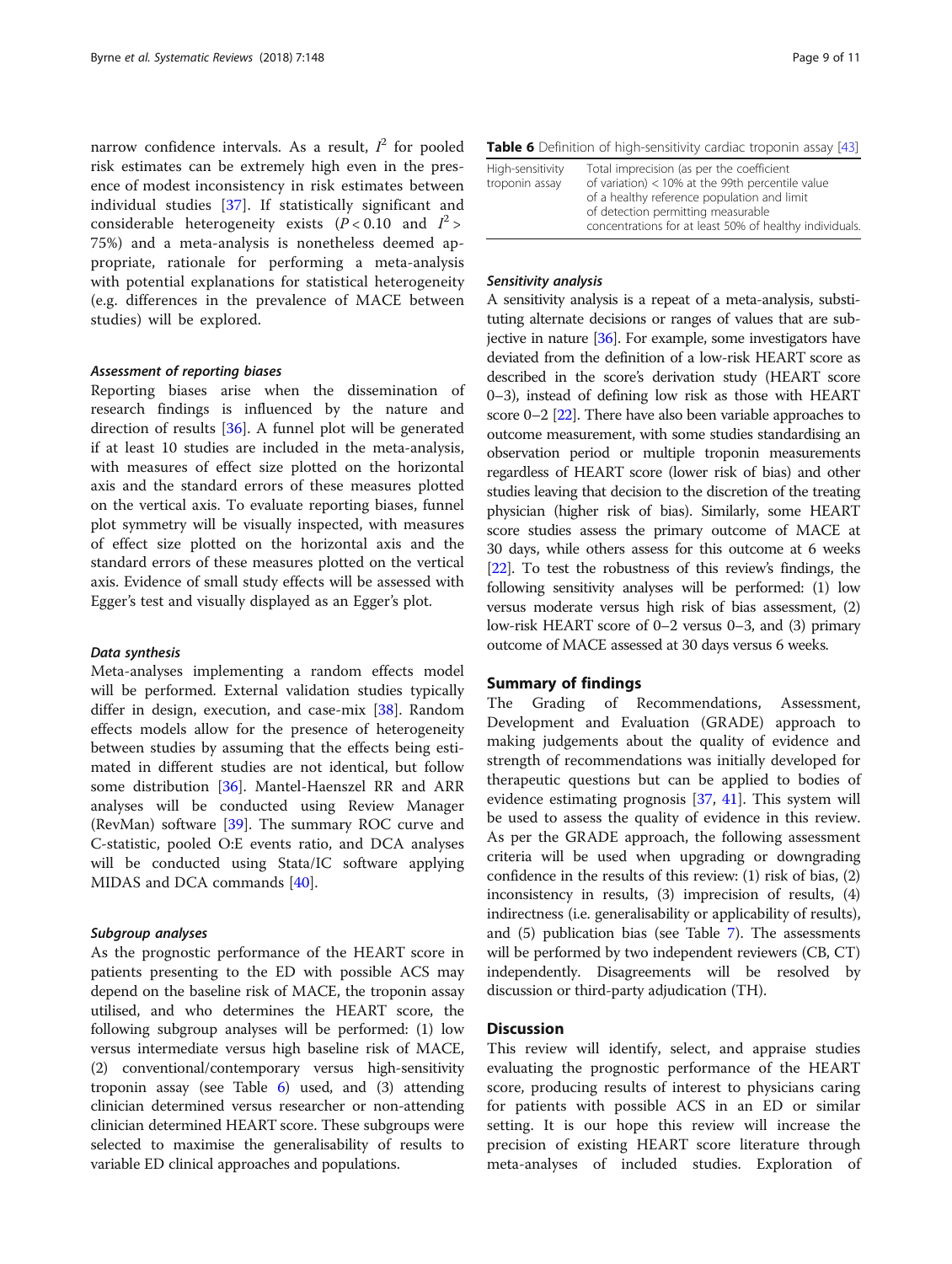narrow confidence intervals. As a result, $I^2$ for pooled risk estimates can be extremely high even in the presence of modest inconsistency in risk estimates between individual studies [37]. If statistically significant and considerable heterogeneity exists ($P < 0.10$ and $I^2 > 75\%$) and a meta-analysis is nonetheless deemed appropriate, rationale for performing a meta-analysis with potential explanations for statistical heterogeneity (e.g. differences in the prevalence of MACE between studies) will be explored.

#### *Assessment of reporting biases*

Reporting biases arise when the dissemination of research findings is influenced by the nature and direction of results [36]. A funnel plot will be generated if at least 10 studies are included in the meta-analysis, with measures of effect size plotted on the horizontal axis and the standard errors of these measures plotted on the vertical axis. To evaluate reporting biases, funnel plot symmetry will be visually inspected, with measures of effect size plotted on the horizontal axis and the standard errors of these measures plotted on the vertical axis. Evidence of small study effects will be assessed with Egger's test and visually displayed as an Egger's plot.

#### *Data synthesis*

Meta-analyses implementing a random effects model will be performed. External validation studies typically differ in design, execution, and case-mix [38]. Random effects models allow for the presence of heterogeneity between studies by assuming that the effects being estimated in different studies are not identical, but follow some distribution [36]. Mantel-Haenszel RR and ARR analyses will be conducted using Review Manager (RevMan) software [39]. The summary ROC curve and C-statistic, pooled O:E events ratio, and DCA analyses will be conducted using Stata/IC software applying MIDAS and DCA commands [40].

#### *Subgroup analyses*

As the prognostic performance of the HEART score in patients presenting to the ED with possible ACS may depend on the baseline risk of MACE, the troponin assay utilised, and who determines the HEART score, the following subgroup analyses will be performed: (1) low versus intermediate versus high baseline risk of MACE, (2) conventional/contemporary versus high-sensitivity troponin assay (see Table 6) used, and (3) attending clinician determined versus researcher or non-attending clinician determined HEART score. These subgroups were selected to maximise the generalisability of results to variable ED clinical approaches and populations.

**Table 6** Definition of high-sensitivity cardiac troponin assay [43]

| | |
|---|---|
| High-sensitivity troponin assay | Total imprecision (as per the coefficient of variation) < 10% at the 99th percentile value of a healthy reference population and limit of detection permitting measurable concentrations for at least 50% of healthy individuals. |

#### *Sensitivity analysis*

A sensitivity analysis is a repeat of a meta-analysis, substituting alternate decisions or ranges of values that are subjective in nature [36]. For example, some investigators have deviated from the definition of a low-risk HEART score as described in the score's derivation study (HEART score 0–3), instead of defining low risk as those with HEART score 0–2 [22]. There have also been variable approaches to outcome measurement, with some studies standardising an observation period or multiple troponin measurements regardless of HEART score (lower risk of bias) and other studies leaving that decision to the discretion of the treating physician (higher risk of bias). Similarly, some HEART score studies assess the primary outcome of MACE at 30 days, while others assess for this outcome at 6 weeks [22]. To test the robustness of this review's findings, the following sensitivity analyses will be performed: (1) low versus moderate versus high risk of bias assessment, (2) low-risk HEART score of 0–2 versus 0–3, and (3) primary outcome of MACE assessed at 30 days versus 6 weeks.

## Summary of findings

The Grading of Recommendations, Assessment, Development and Evaluation (GRADE) approach to making judgements about the quality of evidence and strength of recommendations was initially developed for therapeutic questions but can be applied to bodies of evidence estimating prognosis [37, 41]. This system will be used to assess the quality of evidence in this review. As per the GRADE approach, the following assessment criteria will be used when upgrading or downgrading confidence in the results of this review: (1) risk of bias, (2) inconsistency in results, (3) imprecision of results, (4) indirectness (i.e. generalisability or applicability of results), and (5) publication bias (see Table 7). The assessments will be performed by two independent reviewers (CB, CT) independently. Disagreements will be resolved by discussion or third-party adjudication (TH).

## Discussion

This review will identify, select, and appraise studies evaluating the prognostic performance of the HEART score, producing results of interest to physicians caring for patients with possible ACS in an ED or similar setting. It is our hope this review will increase the precision of existing HEART score literature through meta-analyses of included studies. Exploration of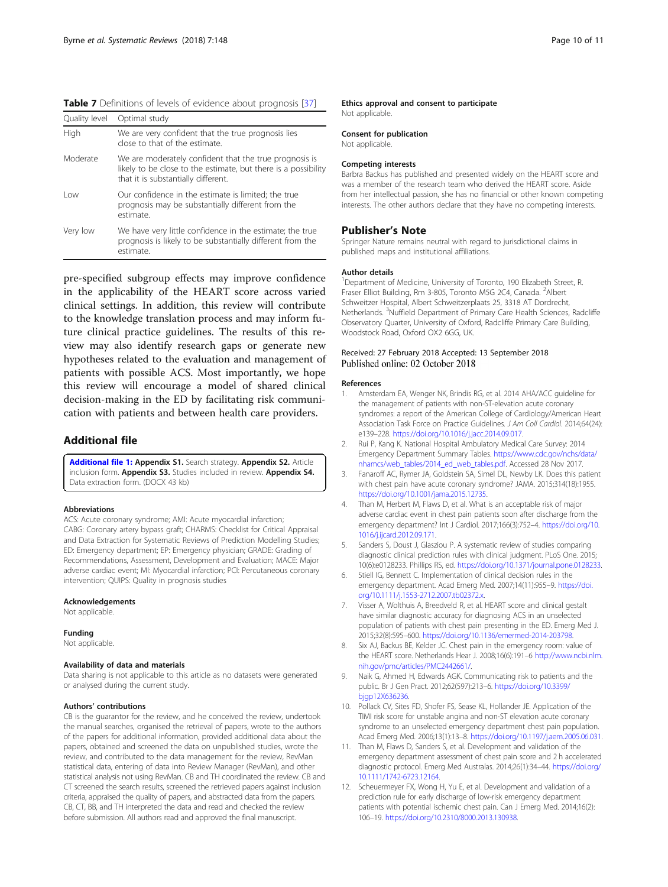**Table 7** Definitions of levels of evidence about prognosis [37]

| Quality level | Optimal study |
|---|---|
| High | We are very confident that the true prognosis lies close to that of the estimate. |
| Moderate | We are moderately confident that the true prognosis is likely to be close to the estimate, but there is a possibility that it is substantially different. |
| Low | Our confidence in the estimate is limited; the true prognosis may be substantially different from the estimate. |
| Very low | We have very little confidence in the estimate; the true prognosis is likely to be substantially different from the estimate. |

pre-specified subgroup effects may improve confidence in the applicability of the HEART score across varied clinical settings. In addition, this review will contribute to the knowledge translation process and may inform future clinical practice guidelines. The results of this review may also identify research gaps or generate new hypotheses related to the evaluation and management of patients with possible ACS. Most importantly, we hope this review will encourage a model of shared clinical decision-making in the ED by facilitating risk communication with patients and between health care providers.

## Additional file

**Additional file 1:** **Appendix S1.** Search strategy. **Appendix S2.** Article inclusion form. **Appendix S3.** Studies included in review. **Appendix S4.** Data extraction form. (DOCX 43 kb)

#### Abbreviations

ACS: Acute coronary syndrome; AMI: Acute myocardial infarction; CABG: Coronary artery bypass graft; CHARMS: Checklist for Critical Appraisal and Data Extraction for Systematic Reviews of Prediction Modelling Studies; ED: Emergency department; EP: Emergency physician; GRADE: Grading of Recommendations, Assessment, Development and Evaluation; MACE: Major adverse cardiac event; MI: Myocardial infarction; PCI: Percutaneous coronary intervention; QUIPS: Quality in prognosis studies

#### Acknowledgements

Not applicable.

#### Funding

Not applicable.

#### Availability of data and materials

Data sharing is not applicable to this article as no datasets were generated or analysed during the current study.

#### Authors' contributions

CB is the guarantor for the review, and he conceived the review, undertook the manual searches, organised the retrieval of papers, wrote to the authors of the papers for additional information, provided additional data about the papers, obtained and screened the data on unpublished studies, wrote the review, and contributed to the data management for the review, RevMan statistical data, entering of data into Review Manager (RevMan), and other statistical analysis not using RevMan. CB and TH coordinated the review. CB and CT screened the search results, screened the retrieved papers against inclusion criteria, appraised the quality of papers, and abstracted data from the papers. CB, CT, BB, and TH interpreted the data and read and checked the review before submission. All authors read and approved the final manuscript.

#### Ethics approval and consent to participate

Not applicable.

#### Consent for publication

Not applicable.

#### Competing interests

Barbra Backus has published and presented widely on the HEART score and was a member of the research team who derived the HEART score. Aside from her intellectual passion, she has no financial or other known competing interests. The other authors declare that they have no competing interests.

## Publisher's Note

Springer Nature remains neutral with regard to jurisdictional claims in published maps and institutional affiliations.

#### Author details

[1]Department of Medicine, University of Toronto, 190 Elizabeth Street, R. Fraser Elliot Building, Rm 3-805, Toronto M5G 2C4, Canada. [2]Albert Schweitzer Hospital, Albert Schweitzerplaats 25, 3318 AT Dordrecht, Netherlands. [3]Nuffield Department of Primary Care Health Sciences, Radcliffe Observatory Quarter, University of Oxford, Radcliffe Primary Care Building, Woodstock Road, Oxford OX2 6GG, UK.

Received: 27 February 2018 Accepted: 13 September 2018
Published online: 02 October 2018

#### References

1. Amsterdam EA, Wenger NK, Brindis RG, et al. 2014 AHA/ACC guideline for the management of patients with non-ST-elevation acute coronary syndromes: a report of the American College of Cardiology/American Heart Association Task Force on Practice Guidelines. *J Am Coll Cardiol*. 2014;64(24): e139–228. https://doi.org/10.1016/j.jacc.2014.09.017.
2. Rui P, Kang K. National Hospital Ambulatory Medical Care Survey: 2014 Emergency Department Summary Tables. https://www.cdc.gov/nchs/data/nhamcs/web_tables/2014_ed_web_tables.pdf. Accessed 28 Nov 2017.
3. Fanaroff AC, Rymer JA, Goldstein SA, Simel DL, Newby LK. Does this patient with chest pain have acute coronary syndrome? JAMA. 2015;314(18):1955. https://doi.org/10.1001/jama.2015.12735.
4. Than M, Herbert M, Flaws D, et al. What is an acceptable risk of major adverse cardiac event in chest pain patients soon after discharge from the emergency department? Int J Cardiol. 2017;166(3):752–4. https://doi.org/10.1016/j.ijcard.2012.09.171.
5. Sanders S, Doust J, Glasziou P. A systematic review of studies comparing diagnostic clinical prediction rules with clinical judgment. PLoS One. 2015; 10(6):e0128233. Phillips RS, ed. https://doi.org/10.1371/journal.pone.0128233.
6. Stiell IG, Bennett C. Implementation of clinical decision rules in the emergency department. Acad Emerg Med. 2007;14(11):955–9. https://doi.org/10.1111/j.1553-2712.2007.tb02372.x.
7. Visser A, Wolthuis A, Breedveld R, et al. HEART score and clinical gestalt have similar diagnostic accuracy for diagnosing ACS in an unselected population of patients with chest pain presenting in the ED. Emerg Med J. 2015;32(8):595–600. https://doi.org/10.1136/emermed-2014-203798.
8. Six AJ, Backus BE, Kelder JC. Chest pain in the emergency room: value of the HEART score. Netherlands Hear J. 2008;16(6):191–6 http://www.ncbi.nlm.nih.gov/pmc/articles/PMC2442661/.
9. Naik G, Ahmed H, Edwards AGK. Communicating risk to patients and the public. Br J Gen Pract. 2012;62(597):213–6. https://doi.org/10.3399/bjgp12X636236.
10. Pollack CV, Sites FD, Shofer FS, Sease KL, Hollander JE. Application of the TIMI risk score for unstable angina and non-ST elevation acute coronary syndrome to an unselected emergency department chest pain population. Acad Emerg Med. 2006;13(1):13–8. https://doi.org/10.1197/j.aem.2005.06.031.
11. Than M, Flaws D, Sanders S, et al. Development and validation of the emergency department assessment of chest pain score and 2 h accelerated diagnostic protocol. Emerg Med Australas. 2014;26(1):34–44. https://doi.org/10.1111/1742-6723.12164.
12. Scheuermeyer FX, Wong H, Yu E, et al. Development and validation of a prediction rule for early discharge of low-risk emergency department patients with potential ischemic chest pain. Can J Emerg Med. 2014;16(2): 106–19. https://doi.org/10.2310/8000.2013.130938.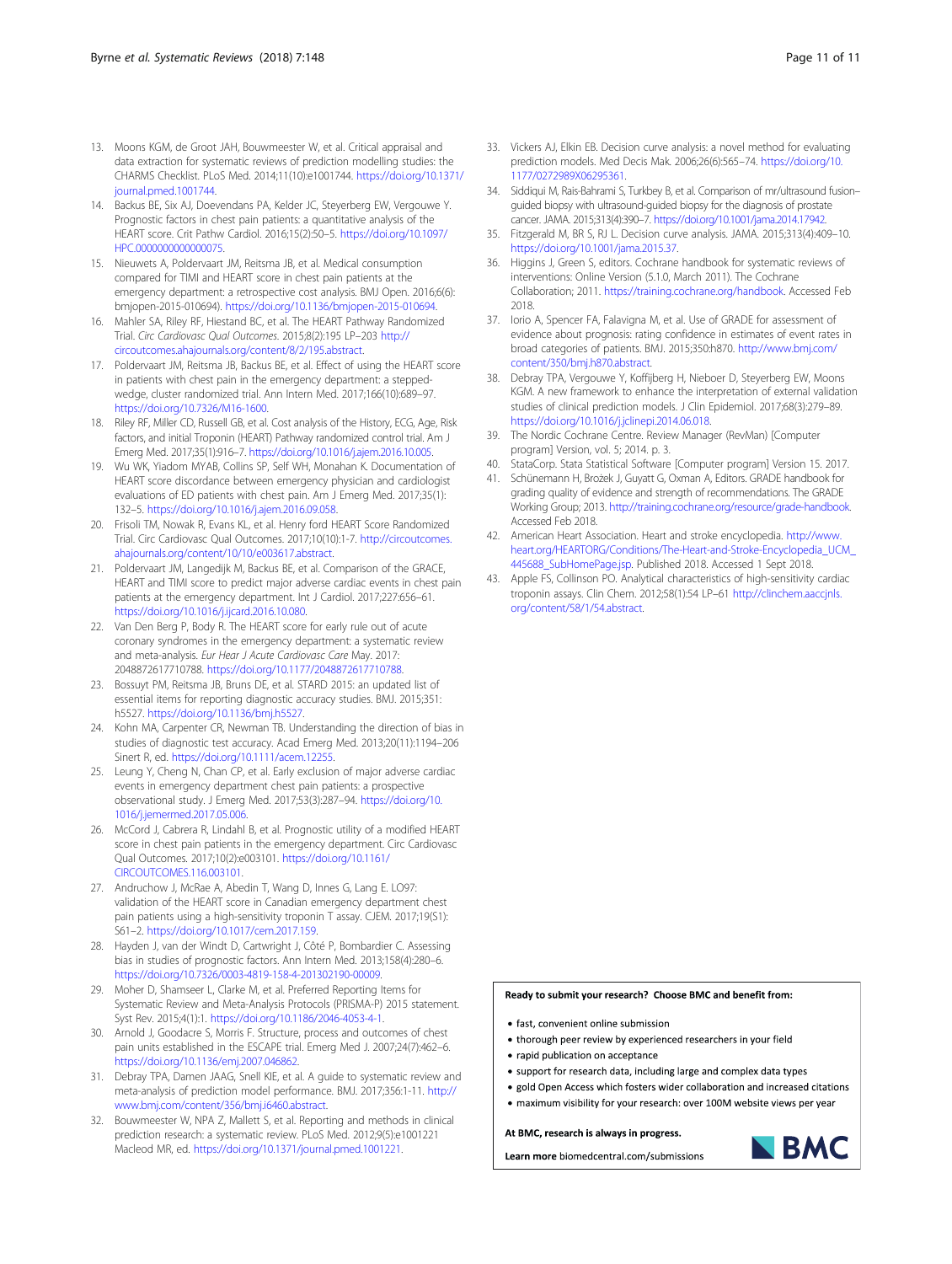13. Moons KGM, de Groot JAH, Bouwmeester W, et al. Critical appraisal and data extraction for systematic reviews of prediction modelling studies: the CHARMS Checklist. PLoS Med. 2014;11(10):e1001744. https://doi.org/10.1371/journal.pmed.1001744.
14. Backus BE, Six AJ, Doevendans PA, Kelder JC, Steyerberg EW, Vergouwe Y. Prognostic factors in chest pain patients: a quantitative analysis of the HEART score. Crit Pathw Cardiol. 2016;15(2):50–5. https://doi.org/10.1097/HPC.0000000000000075.
15. Nieuwets A, Poldervaart JM, Reitsma JB, et al. Medical consumption compared for TIMI and HEART score in chest pain patients at the emergency department: a retrospective cost analysis. BMJ Open. 2016;6(6): bmjopen-2015-010694). https://doi.org/10.1136/bmjopen-2015-010694.
16. Mahler SA, Riley RF, Hiestand BC, et al. The HEART Pathway Randomized Trial. *Circ Cardiovasc Qual Outcomes*. 2015;8(2):195 LP–203 http://circoutcomes.ahajournals.org/content/8/2/195.abstract.
17. Poldervaart JM, Reitsma JB, Backus BE, et al. Effect of using the HEART score in patients with chest pain in the emergency department: a stepped-wedge, cluster randomized trial. Ann Intern Med. 2017;166(10):689–97. https://doi.org/10.7326/M16-1600.
18. Riley RF, Miller CD, Russell GB, et al. Cost analysis of the History, ECG, Age, Risk factors, and initial Troponin (HEART) Pathway randomized control trial. Am J Emerg Med. 2017;35(1):916–7. https://doi.org/10.1016/j.ajem.2016.10.005.
19. Wu WK, Yiadom MYAB, Collins SP, Self WH, Monahan K. Documentation of HEART score discordance between emergency physician and cardiologist evaluations of ED patients with chest pain. Am J Emerg Med. 2017;35(1): 132–5. https://doi.org/10.1016/j.ajem.2016.09.058.
20. Frisoli TM, Nowak R, Evans KL, et al. Henry ford HEART Score Randomized Trial. Circ Cardiovasc Qual Outcomes. 2017;10(10):1-7. http://circoutcomes.ahajournals.org/content/10/10/e003617.abstract.
21. Poldervaart JM, Langedijk M, Backus BE, et al. Comparison of the GRACE, HEART and TIMI score to predict major adverse cardiac events in chest pain patients at the emergency department. Int J Cardiol. 2017;227:656–61. https://doi.org/10.1016/j.ijcard.2016.10.080.
22. Van Den Berg P, Body R. The HEART score for early rule out of acute coronary syndromes in the emergency department: a systematic review and meta-analysis. *Eur Hear J Acute Cardiovasc Care* May. 2017: 2048872617710788. https://doi.org/10.1177/2048872617710788.
23. Bossuyt PM, Reitsma JB, Bruns DE, et al. STARD 2015: an updated list of essential items for reporting diagnostic accuracy studies. BMJ. 2015;351: h5527. https://doi.org/10.1136/bmj.h5527.
24. Kohn MA, Carpenter CR, Newman TB. Understanding the direction of bias in studies of diagnostic test accuracy. Acad Emerg Med. 2013;20(11):1194–206 Sinert R, ed. https://doi.org/10.1111/acem.12255.
25. Leung Y, Cheng N, Chan CP, et al. Early exclusion of major adverse cardiac events in emergency department chest pain patients: a prospective observational study. J Emerg Med. 2017;53(3):287–94. https://doi.org/10.1016/j.jemermed.2017.05.006.
26. McCord J, Cabrera R, Lindahl B, et al. Prognostic utility of a modified HEART score in chest pain patients in the emergency department. Circ Cardiovasc Qual Outcomes. 2017;10(2):e003101. https://doi.org/10.1161/CIRCOUTCOMES.116.003101.
27. Andruchow J, McRae A, Abedin T, Wang D, Innes G, Lang E. LO97: validation of the HEART score in Canadian emergency department chest pain patients using a high-sensitivity troponin T assay. CJEM. 2017;19(S1): S61–2. https://doi.org/10.1017/cem.2017.159.
28. Hayden J, van der Windt D, Cartwright J, Côté P, Bombardier C. Assessing bias in studies of prognostic factors. Ann Intern Med. 2013;158(4):280–6. https://doi.org/10.7326/0003-4819-158-4-201302190-00009.
29. Moher D, Shamseer L, Clarke M, et al. Preferred Reporting Items for Systematic Review and Meta-Analysis Protocols (PRISMA-P) 2015 statement. Syst Rev. 2015;4(1):1. https://doi.org/10.1186/2046-4053-4-1.
30. Arnold J, Goodacre S, Morris F. Structure, process and outcomes of chest pain units established in the ESCAPE trial. Emerg Med J. 2007;24(7):462–6. https://doi.org/10.1136/emj.2007.046862.
31. Debray TPA, Damen JAAG, Snell KIE, et al. A guide to systematic review and meta-analysis of prediction model performance. BMJ. 2017;356:1-11. http://www.bmj.com/content/356/bmj.i6460.abstract.
32. Bouwmeester W, NPA Z, Mallett S, et al. Reporting and methods in clinical prediction research: a systematic review. PLoS Med. 2012;9(5):e1001221 Macleod MR, ed. https://doi.org/10.1371/journal.pmed.1001221.
33. Vickers AJ, Elkin EB. Decision curve analysis: a novel method for evaluating prediction models. Med Decis Mak. 2006;26(6):565–74. https://doi.org/10.1177/0272989X06295361.
34. Siddiqui M, Rais-Bahrami S, Turkbey B, et al. Comparison of mr/ultrasound fusion–guided biopsy with ultrasound-guided biopsy for the diagnosis of prostate cancer. JAMA. 2015;313(4):390–7. https://doi.org/10.1001/jama.2014.17942.
35. Fitzgerald M, BR S, RJ L. Decision curve analysis. JAMA. 2015;313(4):409–10. https://doi.org/10.1001/jama.2015.37.
36. Higgins J, Green S, editors. Cochrane handbook for systematic reviews of interventions: Online Version (5.1.0, March 2011). The Cochrane Collaboration; 2011. https://training.cochrane.org/handbook. Accessed Feb 2018.
37. Iorio A, Spencer FA, Falavigna M, et al. Use of GRADE for assessment of evidence about prognosis: rating confidence in estimates of event rates in broad categories of patients. BMJ. 2015;350:h870. http://www.bmj.com/content/350/bmj.h870.abstract.
38. Debray TPA, Vergouwe Y, Koffijberg H, Nieboer D, Steyerberg EW, Moons KGM. A new framework to enhance the interpretation of external validation studies of clinical prediction models. J Clin Epidemiol. 2017;68(3):279–89. https://doi.org/10.1016/j.jclinepi.2014.06.018.
39. The Nordic Cochrane Centre. Review Manager (RevMan) [Computer program] Version, vol. 5; 2014. p. 3.
40. StataCorp. Stata Statistical Software [Computer program] Version 15. 2017.
41. Schünemann H, Brożek J, Guyatt G, Oxman A, Editors. GRADE handbook for grading quality of evidence and strength of recommendations. The GRADE Working Group; 2013. http://training.cochrane.org/resource/grade-handbook. Accessed Feb 2018.
42. American Heart Association. Heart and stroke encyclopedia. http://www.heart.org/HEARTORG/Conditions/The-Heart-and-Stroke-Encyclopedia_UCM_445688_SubHomePage.jsp. Published 2018. Accessed 1 Sept 2018.
43. Apple FS, Collinson PO. Analytical characteristics of high-sensitivity cardiac troponin assays. Clin Chem. 2012;58(1):54 LP–61 http://clinchem.aaccjnls.org/content/58/1/54.abstract.

**Ready to submit your research? Choose BMC and benefit from:**

- fast, convenient online submission
- thorough peer review by experienced researchers in your field
- rapid publication on acceptance
- support for research data, including large and complex data types
- gold Open Access which fosters wider collaboration and increased citations
- maximum visibility for your research: over 100M website views per year

**At BMC, research is always in progress.**

**Learn more** biomedcentral.com/submissions

BMC